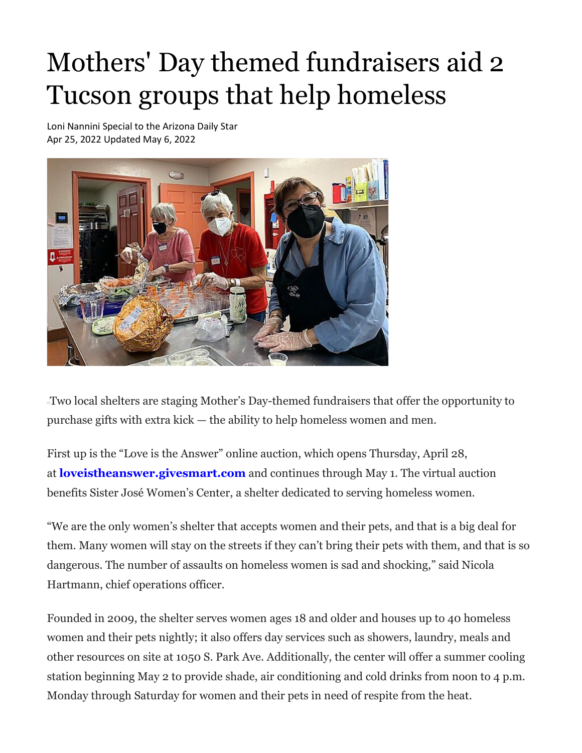# Mothers' Day themed fundraisers aid 2 Tucson groups that help homeless

Loni Nannini Special to the Arizona Daily Star
Apr 25, 2022 Updated May 6, 2022

Two local shelters are staging Mother's Day-themed fundraisers that offer the opportunity to purchase gifts with extra kick — the ability to help homeless women and men.

First up is the "Love is the Answer" online auction, which opens Thursday, April 28, at **loveistheanswer.givesmart.com** and continues through May 1. The virtual auction benefits Sister José Women's Center, a shelter dedicated to serving homeless women.

"We are the only women's shelter that accepts women and their pets, and that is a big deal for them. Many women will stay on the streets if they can't bring their pets with them, and that is so dangerous. The number of assaults on homeless women is sad and shocking," said Nicola Hartmann, chief operations officer.

Founded in 2009, the shelter serves women ages 18 and older and houses up to 40 homeless women and their pets nightly; it also offers day services such as showers, laundry, meals and other resources on site at 1050 S. Park Ave. Additionally, the center will offer a summer cooling station beginning May 2 to provide shade, air conditioning and cold drinks from noon to 4 p.m. Monday through Saturday for women and their pets in need of respite from the heat.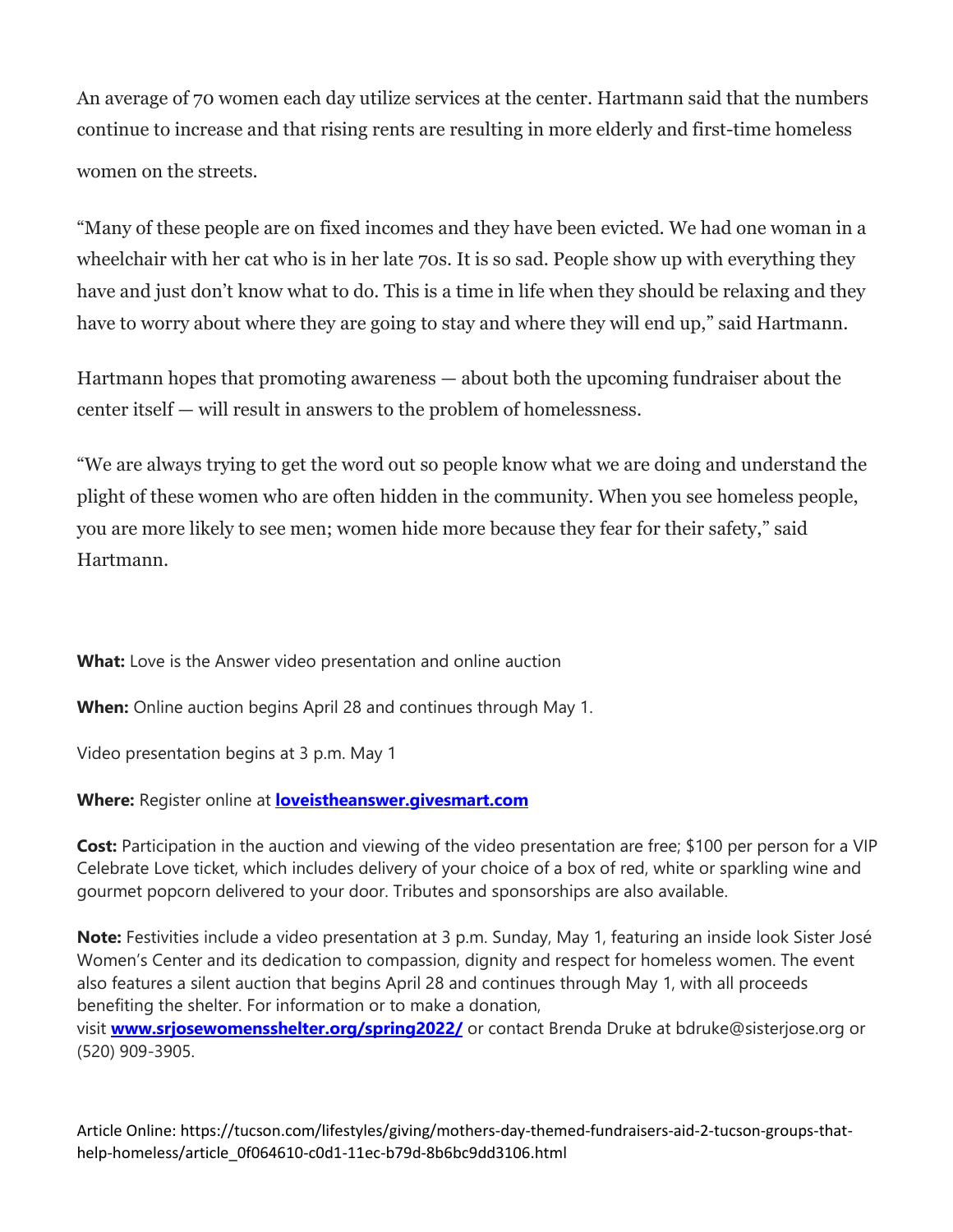An average of 70 women each day utilize services at the center. Hartmann said that the numbers continue to increase and that rising rents are resulting in more elderly and first-time homeless women on the streets.

"Many of these people are on fixed incomes and they have been evicted. We had one woman in a wheelchair with her cat who is in her late 70s. It is so sad. People show up with everything they have and just don't know what to do. This is a time in life when they should be relaxing and they have to worry about where they are going to stay and where they will end up," said Hartmann.

Hartmann hopes that promoting awareness — about both the upcoming fundraiser about the center itself — will result in answers to the problem of homelessness.

"We are always trying to get the word out so people know what we are doing and understand the plight of these women who are often hidden in the community. When you see homeless people, you are more likely to see men; women hide more because they fear for their safety," said Hartmann.

**What:** Love is the Answer video presentation and online auction

**When:** Online auction begins April 28 and continues through May 1.

Video presentation begins at 3 p.m. May 1

**Where:** Register online at **loveistheanswer.givesmart.com**

**Cost:** Participation in the auction and viewing of the video presentation are free; $100 per person for a VIP Celebrate Love ticket, which includes delivery of your choice of a box of red, white or sparkling wine and gourmet popcorn delivered to your door. Tributes and sponsorships are also available.

**Note:** Festivities include a video presentation at 3 p.m. Sunday, May 1, featuring an inside look Sister José Women's Center and its dedication to compassion, dignity and respect for homeless women. The event also features a silent auction that begins April 28 and continues through May 1, with all proceeds benefiting the shelter. For information or to make a donation, visit **www.srjosewomensshelter.org/spring2022/** or contact Brenda Druke at bdruke@sisterjose.org or (520) 909-3905.

Article Online: https://tucson.com/lifestyles/giving/mothers-day-themed-fundraisers-aid-2-tucson-groups-that-help-homeless/article_0f064610-c0d1-11ec-b79d-8b6bc9dd3106.html